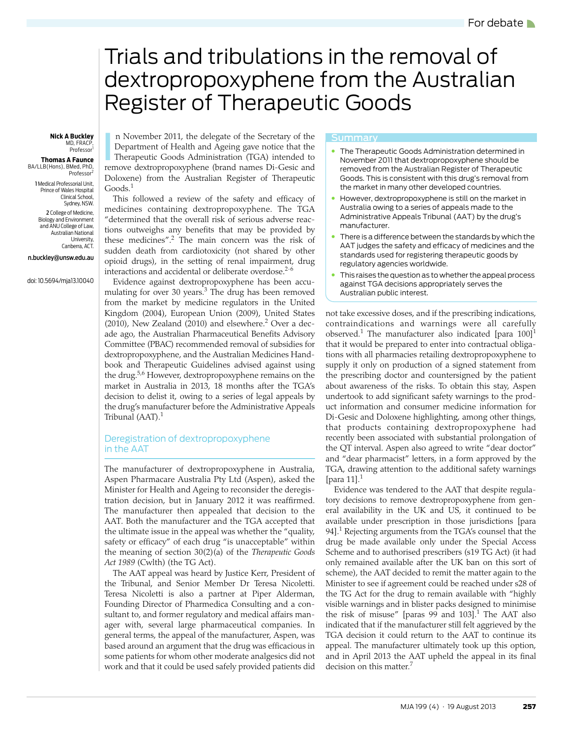For debate

# Trials and tribulations in the removal of dextropropoxyphene from the Australian Register of Therapeutic Goods

**Nick A Buckley**
MD, FRACP, Professor[1]

**Thomas A Faunce**
BA/LLB(Hons), BMed, PhD, Professor[2]

1 Medical Professorial Unit, Prince of Wales Hospital Clinical School, Sydney, NSW.

2 College of Medicine, Biology and Environment and ANU College of Law, Australian National University, Canberra, ACT.

n.buckley@unsw.edu.au

doi: 10.5694/mja13.10040

## Summary

- The Therapeutic Goods Administration determined in November 2011 that dextropropoxyphene should be removed from the Australian Register of Therapeutic Goods. This is consistent with this drug's removal from the market in many other developed countries.
- However, dextropropoxyphene is still on the market in Australia owing to a series of appeals made to the Administrative Appeals Tribunal (AAT) by the drug's manufacturer.
- There is a difference between the standards by which the AAT judges the safety and efficacy of medicines and the standards used for registering therapeutic goods by regulatory agencies worldwide.
- This raises the question as to whether the appeal process against TGA decisions appropriately serves the Australian public interest.

In November 2011, the delegate of the Secretary of the Department of Health and Ageing gave notice that the Therapeutic Goods Administration (TGA) intended to remove dextropropoxyphene (brand names Di-Gesic and Doloxene) from the Australian Register of Therapeutic Goods.[1]

This followed a review of the safety and efficacy of medicines containing dextropropoxyphene. The TGA "determined that the overall risk of serious adverse reactions outweighs any benefits that may be provided by these medicines".[2] The main concern was the risk of sudden death from cardiotoxicity (not shared by other opioid drugs), in the setting of renal impairment, drug interactions and accidental or deliberate overdose.[2-6]

Evidence against dextropropoxyphene has been accumulating for over 30 years.[3] The drug has been removed from the market by medicine regulators in the United Kingdom (2004), European Union (2009), United States (2010), New Zealand (2010) and elsewhere.[2] Over a decade ago, the Australian Pharmaceutical Benefits Advisory Committee (PBAC) recommended removal of subsidies for dextropropoxyphene, and the Australian Medicines Handbook and Therapeutic Guidelines advised against using the drug.[5,6] However, dextropropoxyphene remains on the market in Australia in 2013, 18 months after the TGA's decision to delist it, owing to a series of legal appeals by the drug's manufacturer before the Administrative Appeals Tribunal (AAT).[1]

## Deregistration of dextropropoxyphene in the AAT

The manufacturer of dextropropoxyphene in Australia, Aspen Pharmacare Australia Pty Ltd (Aspen), asked the Minister for Health and Ageing to reconsider the deregistration decision, but in January 2012 it was reaffirmed. The manufacturer then appealed that decision to the AAT. Both the manufacturer and the TGA accepted that the ultimate issue in the appeal was whether the "quality, safety or efficacy" of each drug "is unacceptable" within the meaning of section 30(2)(a) of the *Therapeutic Goods Act 1989* (Cwlth) (the TG Act).

The AAT appeal was heard by Justice Kerr, President of the Tribunal, and Senior Member Dr Teresa Nicoletti. Teresa Nicoletti is also a partner at Piper Alderman, Founding Director of Pharmedica Consulting and a consultant to, and former regulatory and medical affairs manager with, several large pharmaceutical companies. In general terms, the appeal of the manufacturer, Aspen, was based around an argument that the drug was efficacious in some patients for whom other moderate analgesics did not work and that it could be used safely provided patients did not take excessive doses, and if the prescribing indications, contraindications and warnings were all carefully observed.[1] The manufacturer also indicated [para 100][1] that it would be prepared to enter into contractual obligations with all pharmacies retailing dextropropoxyphene to supply it only on production of a signed statement from the prescribing doctor and countersigned by the patient about awareness of the risks. To obtain this stay, Aspen undertook to add significant safety warnings to the product information and consumer medicine information for Di-Gesic and Doloxene highlighting, among other things, that products containing dextropropoxyphene had recently been associated with substantial prolongation of the QT interval. Aspen also agreed to write "dear doctor" and "dear pharmacist" letters, in a form approved by the TGA, drawing attention to the additional safety warnings [para 11].[1]

Evidence was tendered to the AAT that despite regulatory decisions to remove dextropropoxyphene from general availability in the UK and US, it continued to be available under prescription in those jurisdictions [para 94].[1] Rejecting arguments from the TGA's counsel that the drug be made available only under the Special Access Scheme and to authorised prescribers (s19 TG Act) (it had only remained available after the UK ban on this sort of scheme), the AAT decided to remit the matter again to the Minister to see if agreement could be reached under s28 of the TG Act for the drug to remain available with "highly visible warnings and in blister packs designed to minimise the risk of misuse" [paras 99 and 103].[1] The AAT also indicated that if the manufacturer still felt aggrieved by the TGA decision it could return to the AAT to continue its appeal. The manufacturer ultimately took up this option, and in April 2013 the AAT upheld the appeal in its final decision on this matter.[7]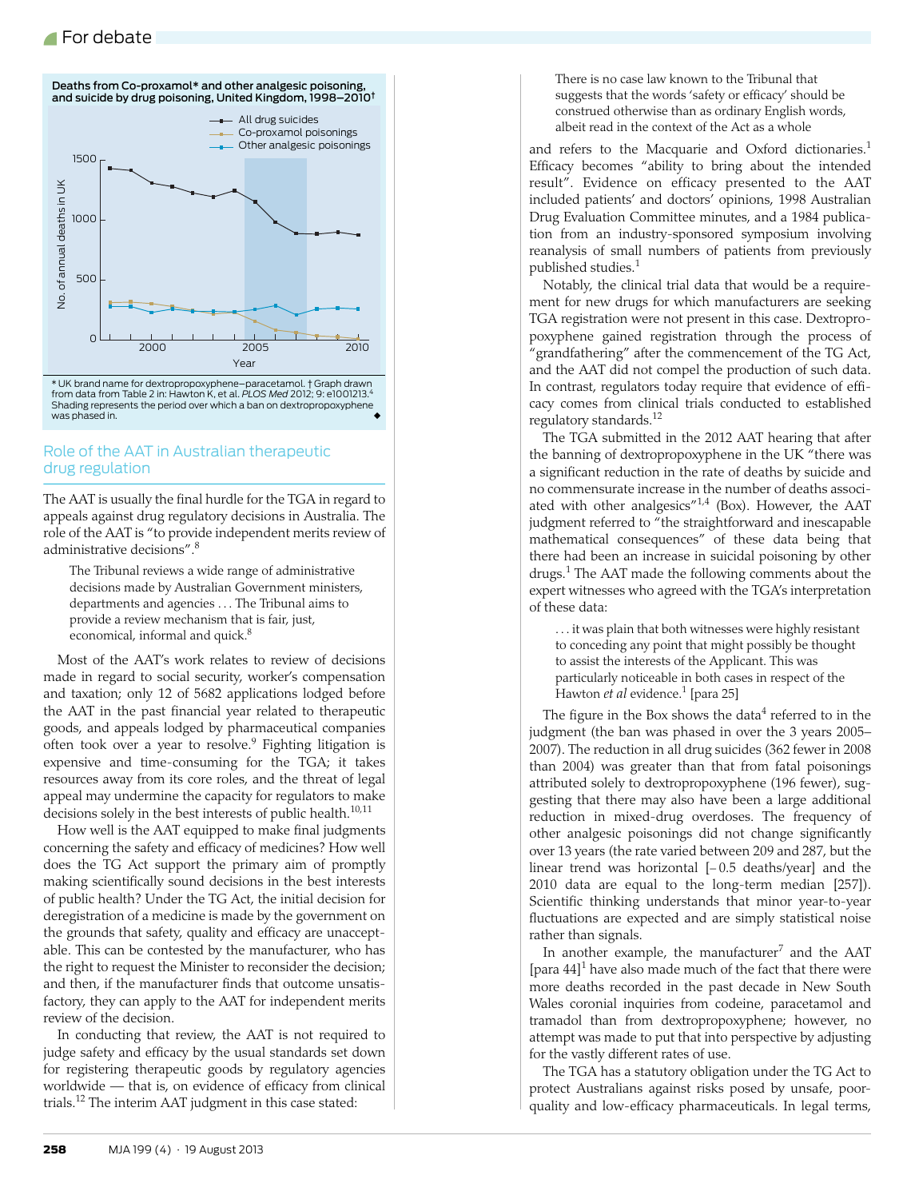Deaths from Co-proxamol* and other analgesic poisoning, and suicide by drug poisoning, United Kingdom, 1998–2010†

\* UK brand name for dextropropoxyphene–paracetamol. † Graph drawn from data from Table 2 in: Hawton K, et al. *PLOS Med* 2012; 9: e1001213.[4] Shading represents the period over which a ban on dextropropoxyphene was phased in.

## Role of the AAT in Australian therapeutic drug regulation

The AAT is usually the final hurdle for the TGA in regard to appeals against drug regulatory decisions in Australia. The role of the AAT is "to provide independent merits review of administrative decisions".[8]

> The Tribunal reviews a wide range of administrative decisions made by Australian Government ministers, departments and agencies . . . The Tribunal aims to provide a review mechanism that is fair, just, economical, informal and quick.[8]

Most of the AAT's work relates to review of decisions made in regard to social security, worker's compensation and taxation; only 12 of 5682 applications lodged before the AAT in the past financial year related to therapeutic goods, and appeals lodged by pharmaceutical companies often took over a year to resolve.[9] Fighting litigation is expensive and time-consuming for the TGA; it takes resources away from its core roles, and the threat of legal appeal may undermine the capacity for regulators to make decisions solely in the best interests of public health.[10,11]

How well is the AAT equipped to make final judgments concerning the safety and efficacy of medicines? How well does the TG Act support the primary aim of promptly making scientifically sound decisions in the best interests of public health? Under the TG Act, the initial decision for deregistration of a medicine is made by the government on the grounds that safety, quality and efficacy are unacceptable. This can be contested by the manufacturer, who has the right to request the Minister to reconsider the decision; and then, if the manufacturer finds that outcome unsatisfactory, they can apply to the AAT for independent merits review of the decision.

In conducting that review, the AAT is not required to judge safety and efficacy by the usual standards set down for registering therapeutic goods by regulatory agencies worldwide — that is, on evidence of efficacy from clinical trials.[12] The interim AAT judgment in this case stated:

> There is no case law known to the Tribunal that suggests that the words 'safety or efficacy' should be construed otherwise than as ordinary English words, albeit read in the context of the Act as a whole

and refers to the Macquarie and Oxford dictionaries.[1] Efficacy becomes "ability to bring about the intended result". Evidence on efficacy presented to the AAT included patients' and doctors' opinions, 1998 Australian Drug Evaluation Committee minutes, and a 1984 publication from an industry-sponsored symposium involving reanalysis of small numbers of patients from previously published studies.[1]

Notably, the clinical trial data that would be a requirement for new drugs for which manufacturers are seeking TGA registration were not present in this case. Dextropropoxyphene gained registration through the process of "grandfathering" after the commencement of the TG Act, and the AAT did not compel the production of such data. In contrast, regulators today require that evidence of efficacy comes from clinical trials conducted to established regulatory standards.[12]

The TGA submitted in the 2012 AAT hearing that after the banning of dextropropoxyphene in the UK "there was a significant reduction in the rate of deaths by suicide and no commensurate increase in the number of deaths associated with other analgesics"[1,4] (Box). However, the AAT judgment referred to "the straightforward and inescapable mathematical consequences" of these data being that there had been an increase in suicidal poisoning by other drugs.[1] The AAT made the following comments about the expert witnesses who agreed with the TGA's interpretation of these data:

> . . . it was plain that both witnesses were highly resistant to conceding any point that might possibly be thought to assist the interests of the Applicant. This was particularly noticeable in both cases in respect of the Hawton *et al* evidence.[1] [para 25]

The figure in the Box shows the data[4] referred to in the judgment (the ban was phased in over the 3 years 2005–2007). The reduction in all drug suicides (362 fewer in 2008 than 2004) was greater than that from fatal poisonings attributed solely to dextropropoxyphene (196 fewer), suggesting that there may also have been a large additional reduction in mixed-drug overdoses. The frequency of other analgesic poisonings did not change significantly over 13 years (the rate varied between 209 and 287, but the linear trend was horizontal [− 0.5 deaths/year] and the 2010 data are equal to the long-term median [257]). Scientific thinking understands that minor year-to-year fluctuations are expected and are simply statistical noise rather than signals.

In another example, the manufacturer[7] and the AAT [para 44][1] have also made much of the fact that there were more deaths recorded in the past decade in New South Wales coronial inquiries from codeine, paracetamol and tramadol than from dextropropoxyphene; however, no attempt was made to put that into perspective by adjusting for the vastly different rates of use.

The TGA has a statutory obligation under the TG Act to protect Australians against risks posed by unsafe, poor-quality and low-efficacy pharmaceuticals. In legal terms,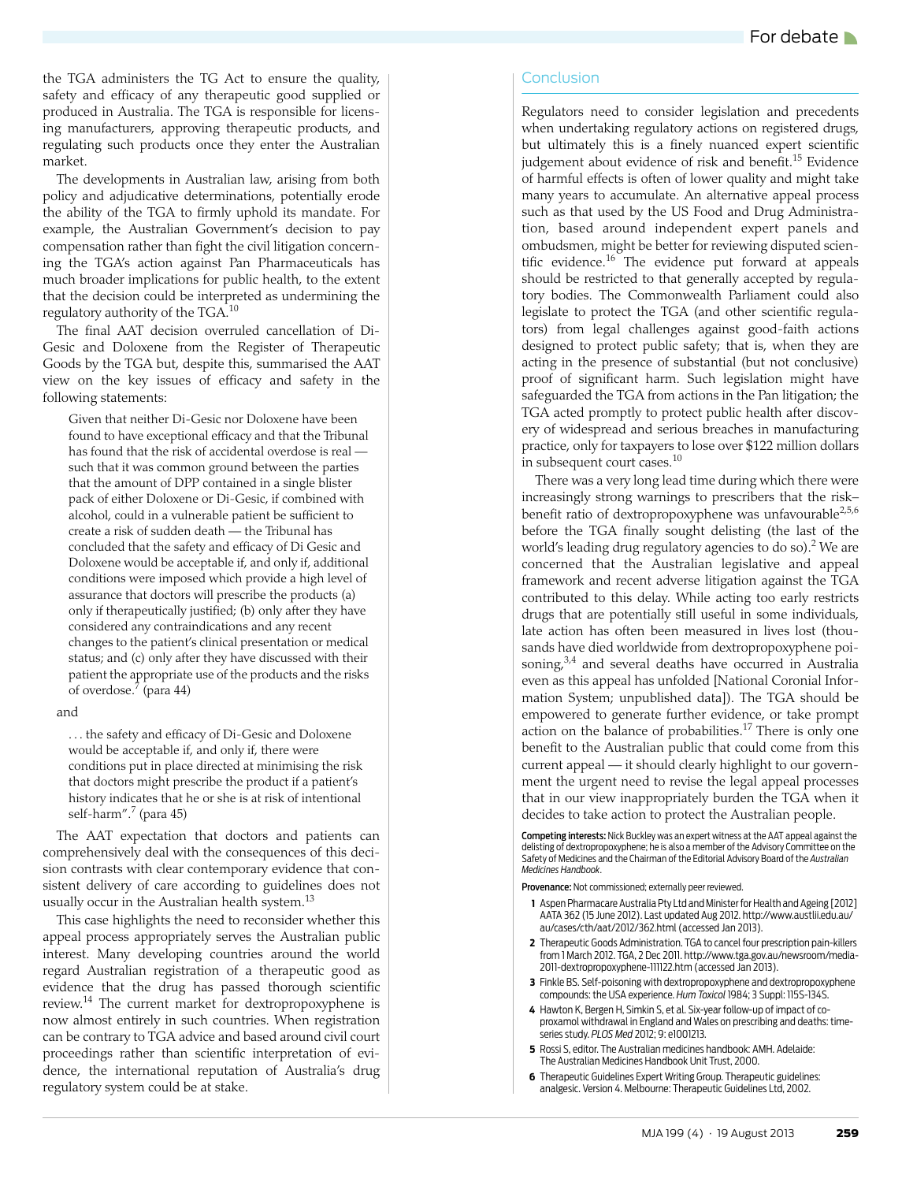the TGA administers the TG Act to ensure the quality, safety and efficacy of any therapeutic good supplied or produced in Australia. The TGA is responsible for licensing manufacturers, approving therapeutic products, and regulating such products once they enter the Australian market.

The developments in Australian law, arising from both policy and adjudicative determinations, potentially erode the ability of the TGA to firmly uphold its mandate. For example, the Australian Government's decision to pay compensation rather than fight the civil litigation concerning the TGA's action against Pan Pharmaceuticals has much broader implications for public health, to the extent that the decision could be interpreted as undermining the regulatory authority of the TGA.[10]

The final AAT decision overruled cancellation of Di-Gesic and Doloxene from the Register of Therapeutic Goods by the TGA but, despite this, summarised the AAT view on the key issues of efficacy and safety in the following statements:

> Given that neither Di-Gesic nor Doloxene have been found to have exceptional efficacy and that the Tribunal has found that the risk of accidental overdose is real — such that it was common ground between the parties that the amount of DPP contained in a single blister pack of either Doloxene or Di-Gesic, if combined with alcohol, could in a vulnerable patient be sufficient to create a risk of sudden death — the Tribunal has concluded that the safety and efficacy of Di Gesic and Doloxene would be acceptable if, and only if, additional conditions were imposed which provide a high level of assurance that doctors will prescribe the products (a) only if therapeutically justified; (b) only after they have considered any contraindications and any recent changes to the patient's clinical presentation or medical status; and (c) only after they have discussed with their patient the appropriate use of the products and the risks of overdose.[7] (para 44)

and

> . . . the safety and efficacy of Di-Gesic and Doloxene would be acceptable if, and only if, there were conditions put in place directed at minimising the risk that doctors might prescribe the product if a patient's history indicates that he or she is at risk of intentional self-harm".[7] (para 45)

The AAT expectation that doctors and patients can comprehensively deal with the consequences of this decision contrasts with clear contemporary evidence that consistent delivery of care according to guidelines does not usually occur in the Australian health system.[13]

This case highlights the need to reconsider whether this appeal process appropriately serves the Australian public interest. Many developing countries around the world regard Australian registration of a therapeutic good as evidence that the drug has passed thorough scientific review.[14] The current market for dextropropoxyphene is now almost entirely in such countries. When registration can be contrary to TGA advice and based around civil court proceedings rather than scientific interpretation of evidence, the international reputation of Australia's drug regulatory system could be at stake.

## Conclusion

Regulators need to consider legislation and precedents when undertaking regulatory actions on registered drugs, but ultimately this is a finely nuanced expert scientific judgement about evidence of risk and benefit.[15] Evidence of harmful effects is often of lower quality and might take many years to accumulate. An alternative appeal process such as that used by the US Food and Drug Administration, based around independent expert panels and ombudsmen, might be better for reviewing disputed scientific evidence.[16] The evidence put forward at appeals should be restricted to that generally accepted by regulatory bodies. The Commonwealth Parliament could also legislate to protect the TGA (and other scientific regulators) from legal challenges against good-faith actions designed to protect public safety; that is, when they are acting in the presence of substantial (but not conclusive) proof of significant harm. Such legislation might have safeguarded the TGA from actions in the Pan litigation; the TGA acted promptly to protect public health after discovery of widespread and serious breaches in manufacturing practice, only for taxpayers to lose over $122 million dollars in subsequent court cases.[10]

There was a very long lead time during which there were increasingly strong warnings to prescribers that the risk–benefit ratio of dextropropoxyphene was unfavourable[2,5,6] before the TGA finally sought delisting (the last of the world's leading drug regulatory agencies to do so).[2] We are concerned that the Australian legislative and appeal framework and recent adverse litigation against the TGA contributed to this delay. While acting too early restricts drugs that are potentially still useful in some individuals, late action has often been measured in lives lost (thousands have died worldwide from dextropropoxyphene poisoning,[3,4] and several deaths have occurred in Australia even as this appeal has unfolded [National Coronial Information System; unpublished data]). The TGA should be empowered to generate further evidence, or take prompt action on the balance of probabilities.[17] There is only one benefit to the Australian public that could come from this current appeal — it should clearly highlight to our government the urgent need to revise the legal appeal processes that in our view inappropriately burden the TGA when it decides to take action to protect the Australian people.

**Competing interests:** Nick Buckley was an expert witness at the AAT appeal against the delisting of dextropropoxyphene; he is also a member of the Advisory Committee on the Safety of Medicines and the Chairman of the Editorial Advisory Board of the *Australian Medicines Handbook*.

**Provenance:** Not commissioned; externally peer reviewed.

1. Aspen Pharmacare Australia Pty Ltd and Minister for Health and Ageing [2012] AATA 362 (15 June 2012). Last updated Aug 2012. http://www.austlii.edu.au/au/cases/cth/aat/2012/362.html (accessed Jan 2013).
2. Therapeutic Goods Administration. TGA to cancel four prescription pain-killers from 1 March 2012. TGA, 2 Dec 2011. http://www.tga.gov.au/newsroom/media-2011-dextropropoxyphene-111122.htm (accessed Jan 2013).
3. Finkle BS. Self-poisoning with dextropropoxyphene and dextropropoxyphene compounds: the USA experience. *Hum Toxicol* 1984; 3 Suppl: 115S-134S.
4. Hawton K, Bergen H, Simkin S, et al. Six-year follow-up of impact of co-proxamol withdrawal in England and Wales on prescribing and deaths: time-series study. *PLOS Med* 2012; 9: e1001213.
5. Rossi S, editor. The Australian medicines handbook: AMH. Adelaide: The Australian Medicines Handbook Unit Trust, 2000.
6. Therapeutic Guidelines Expert Writing Group. Therapeutic guidelines: analgesic. Version 4. Melbourne: Therapeutic Guidelines Ltd, 2002.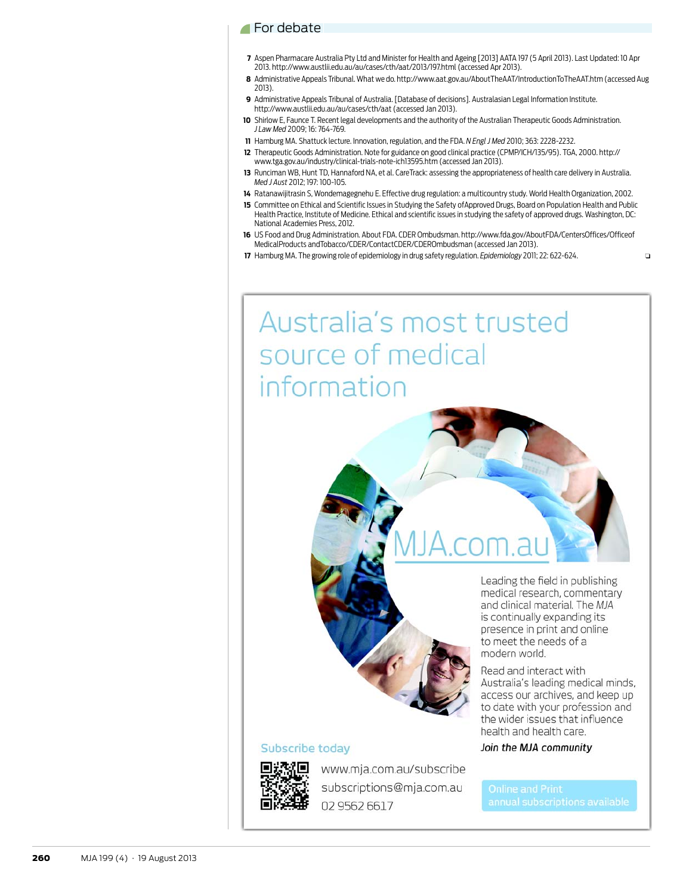7 Aspen Pharmacare Australia Pty Ltd and Minister for Health and Ageing [2013] AATA 197 (5 April 2013). Last Updated: 10 Apr 2013. http://www.austlii.edu.au/au/cases/cth/aat/2013/197.html (accessed Apr 2013).

8 Administrative Appeals Tribunal. What we do. http://www.aat.gov.au/AboutTheAAT/IntroductionToTheAAT.htm (accessed Aug 2013).

9 Administrative Appeals Tribunal of Australia. [Database of decisions]. Australasian Legal Information Institute. http://www.austlii.edu.au/au/cases/cth/aat (accessed Jan 2013).

10 Shirlow E, Faunce T. Recent legal developments and the authority of the Australian Therapeutic Goods Administration. *J Law Med* 2009; 16: 764-769.

11 Hamburg MA. Shattuck lecture. Innovation, regulation, and the FDA. *N Engl J Med* 2010; 363: 2228-2232.

12 Therapeutic Goods Administration. Note for guidance on good clinical practice (CPMP/ICH/135/95). TGA, 2000. http://www.tga.gov.au/industry/clinical-trials-note-ich13595.htm (accessed Jan 2013).

13 Runciman WB, Hunt TD, Hannaford NA, et al. CareTrack: assessing the appropriateness of health care delivery in Australia. *Med J Aust* 2012; 197: 100-105.

14 Ratanawijitrasin S, Wondemagegnehu E. Effective drug regulation: a multicountry study. World Health Organization, 2002.

15 Committee on Ethical and Scientific Issues in Studying the Safety of Approved Drugs, Board on Population Health and Public Health Practice, Institute of Medicine. Ethical and scientific issues in studying the safety of approved drugs. Washington, DC: National Academies Press, 2012.

16 US Food and Drug Administration. About FDA. CDER Ombudsman. http://www.fda.gov/AboutFDA/CentersOffices/OfficeofMedicalProducts andTobacco/CDER/ContactCDER/CDEROmbudsman (accessed Jan 2013).

17 Hamburg MA. The growing role of epidemiology in drug safety regulation. *Epidemiology* 2011; 22: 622-624.

Australia's most trusted source of medical information

MJA.com.au

Leading the field in publishing medical research, commentary and clinical material. The *MJA* is continually expanding its presence in print and online to meet the needs of a modern world.

Read and interact with Australia's leading medical minds, access our archives, and keep up to date with your profession and the wider issues that influence health and health care.

*Join the MJA community*

Subscribe today

www.mja.com.au/subscribe
subscriptions@mja.com.au
02 9562 6617

Online and Print annual subscriptions available